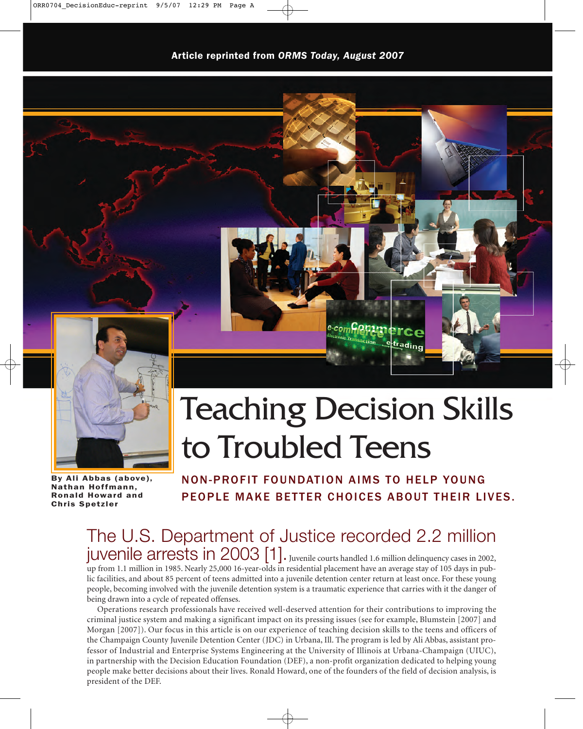Article reprinted from *ORMS Today, August 2007*

# Teaching Decision Skills to Troubled Teens

**By Ali Abbas (above), Nathan Hoffmann, Ronald Howard and Chris Spetzler**

## NON-PROFIT FOUNDATION AIMS TO HELP YOUNG PEOPLE MAKE BETTER CHOICES ABOUT THEIR LIVES.

The U.S. Department of Justice recorded 2.2 million juvenile arrests in 2003 [1]. Juvenile courts handled 1.6 million delinquency cases in 2002, up from 1.1 million in 1985. Nearly 25,000 16-year-olds in residential placement have an average stay of 105 days in public facilities, and about 85 percent of teens admitted into a juvenile detention center return at least once. For these young people, becoming involved with the juvenile detention system is a traumatic experience that carries with it the danger of being drawn into a cycle of repeated offenses.

Operations research professionals have received well-deserved attention for their contributions to improving the criminal justice system and making a significant impact on its pressing issues (see for example, Blumstein [2007] and Morgan [2007]). Our focus in this article is on our experience of teaching decision skills to the teens and officers of the Champaign County Juvenile Detention Center (JDC) in Urbana, Ill. The program is led by Ali Abbas, assistant professor of Industrial and Enterprise Systems Engineering at the University of Illinois at Urbana-Champaign (UIUC), in partnership with the Decision Education Foundation (DEF), a non-profit organization dedicated to helping young people make better decisions about their lives. Ronald Howard, one of the founders of the field of decision analysis, is president of the DEF.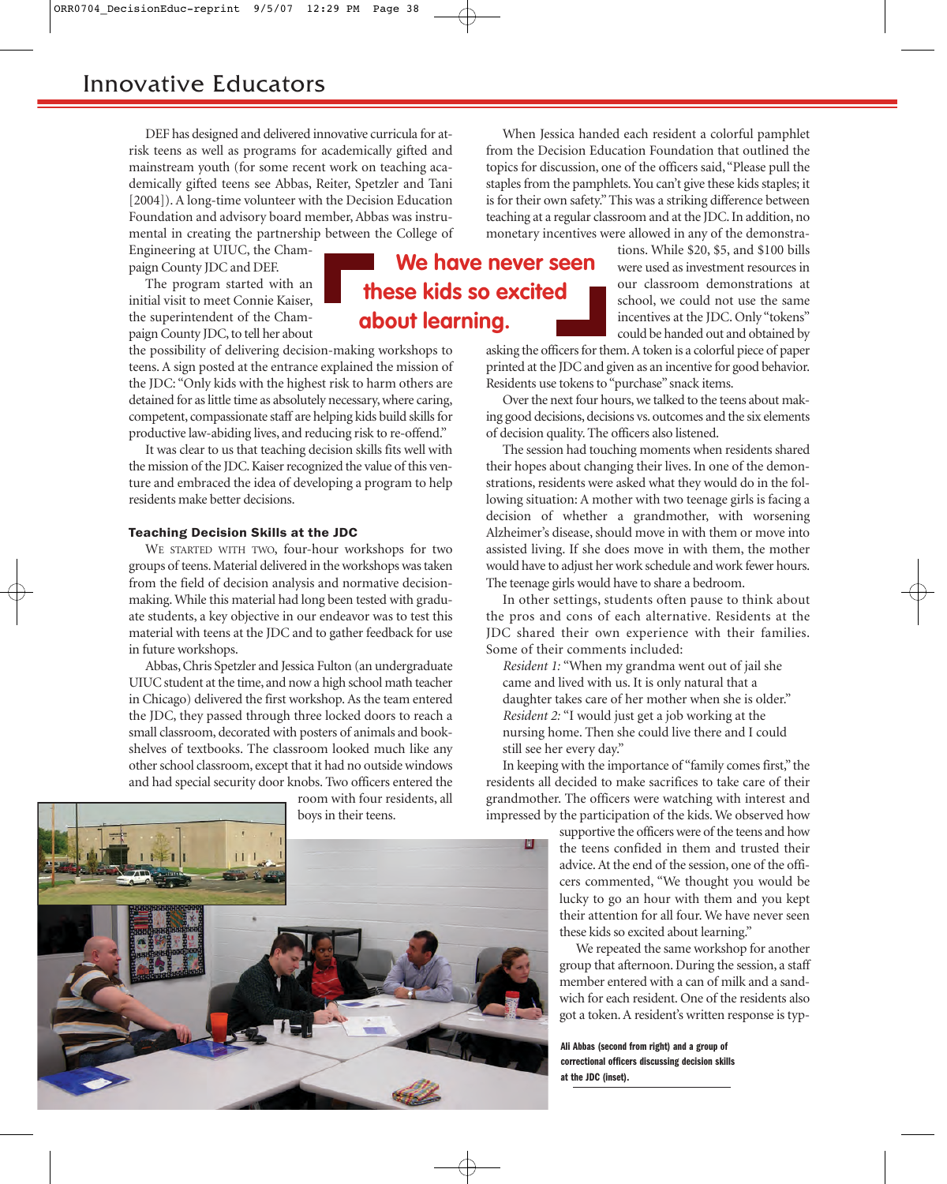DEF has designed and delivered innovative curricula for at-risk teens as well as programs for academically gifted and mainstream youth (for some recent work on teaching academically gifted teens see Abbas, Reiter, Spetzler and Tani [2004]). A long-time volunteer with the Decision Education Foundation and advisory board member, Abbas was instrumental in creating the partnership between the College of Engineering at UIUC, the Champaign County JDC and DEF.

The program started with an initial visit to meet Connie Kaiser, the superintendent of the Champaign County JDC, to tell her about the possibility of delivering decision-making workshops to teens. A sign posted at the entrance explained the mission of the JDC: "Only kids with the highest risk to harm others are detained for as little time as absolutely necessary, where caring, competent, compassionate staff are helping kids build skills for productive law-abiding lives, and reducing risk to re-offend."

It was clear to us that teaching decision skills fits well with the mission of the JDC. Kaiser recognized the value of this venture and embraced the idea of developing a program to help residents make better decisions.

> **We have never seen these kids so excited about learning.**

### Teaching Decision Skills at the JDC

We started with two, four-hour workshops for two groups of teens. Material delivered in the workshops was taken from the field of decision analysis and normative decision-making. While this material had long been tested with graduate students, a key objective in our endeavor was to test this material with teens at the JDC and to gather feedback for use in future workshops.

Abbas, Chris Spetzler and Jessica Fulton (an undergraduate UIUC student at the time, and now a high school math teacher in Chicago) delivered the first workshop. As the team entered the JDC, they passed through three locked doors to reach a small classroom, decorated with posters of animals and bookshelves of textbooks. The classroom looked much like any other school classroom, except that it had no outside windows and had special security door knobs. Two officers entered the room with four residents, all boys in their teens.

When Jessica handed each resident a colorful pamphlet from the Decision Education Foundation that outlined the topics for discussion, one of the officers said, "Please pull the staples from the pamphlets. You can't give these kids staples; it is for their own safety." This was a striking difference between teaching at a regular classroom and at the JDC. In addition, no monetary incentives were allowed in any of the demonstrations. While $20, $5, and $100 bills were used as investment resources in our classroom demonstrations at school, we could not use the same incentives at the JDC. Only "tokens" could be handed out and obtained by asking the officers for them. A token is a colorful piece of paper printed at the JDC and given as an incentive for good behavior. Residents use tokens to "purchase" snack items.

Over the next four hours, we talked to the teens about making good decisions, decisions vs. outcomes and the six elements of decision quality. The officers also listened.

The session had touching moments when residents shared their hopes about changing their lives. In one of the demonstrations, residents were asked what they would do in the following situation: A mother with two teenage girls is facing a decision of whether a grandmother, with worsening Alzheimer's disease, should move in with them or move into assisted living. If she does move in with them, the mother would have to adjust her work schedule and work fewer hours. The teenage girls would have to share a bedroom.

In other settings, students often pause to think about the pros and cons of each alternative. Residents at the JDC shared their own experience with their families. Some of their comments included:

*Resident 1:* "When my grandma went out of jail she came and lived with us. It is only natural that a daughter takes care of her mother when she is older."

*Resident 2:* "I would just get a job working at the nursing home. Then she could live there and I could still see her every day."

In keeping with the importance of "family comes first," the residents all decided to make sacrifices to take care of their grandmother. The officers were watching with interest and impressed by the participation of the kids. We observed how supportive the officers were of the teens and how the teens confided in them and trusted their advice. At the end of the session, one of the officers commented, "We thought you would be lucky to go an hour with them and you kept their attention for all four. We have never seen these kids so excited about learning."

We repeated the same workshop for another group that afternoon. During the session, a staff member entered with a can of milk and a sandwich for each resident. One of the residents also got a token. A resident's written response is typ-

**Ali Abbas (second from right) and a group of correctional officers discussing decision skills at the JDC (inset).**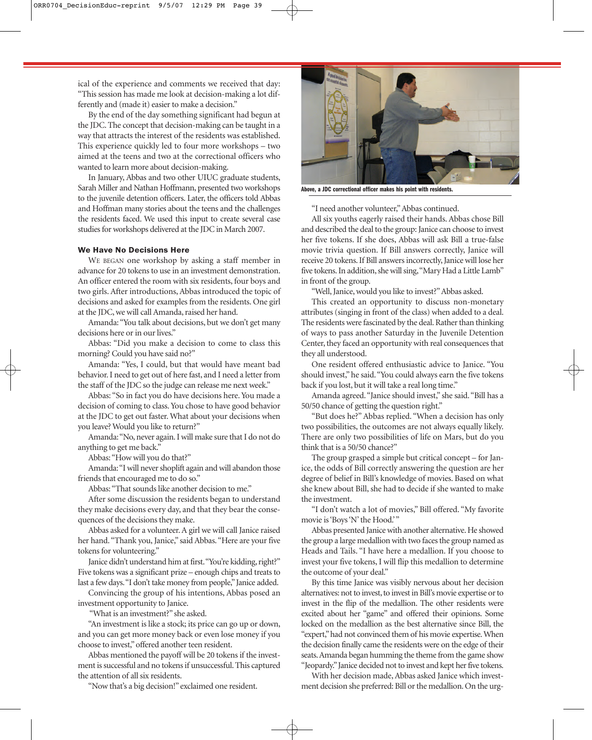ical of the experience and comments we received that day: "This session has made me look at decision-making a lot differently and (made it) easier to make a decision."

By the end of the day something significant had begun at the JDC. The concept that decision-making can be taught in a way that attracts the interest of the residents was established. This experience quickly led to four more workshops – two aimed at the teens and two at the correctional officers who wanted to learn more about decision-making.

In January, Abbas and two other UIUC graduate students, Sarah Miller and Nathan Hoffmann, presented two workshops to the juvenile detention officers. Later, the officers told Abbas and Hoffman many stories about the teens and the challenges the residents faced. We used this input to create several case studies for workshops delivered at the JDC in March 2007.

### We Have No Decisions Here

We began one workshop by asking a staff member in advance for 20 tokens to use in an investment demonstration. An officer entered the room with six residents, four boys and two girls. After introductions, Abbas introduced the topic of decisions and asked for examples from the residents. One girl at the JDC, we will call Amanda, raised her hand.

Amanda: "You talk about decisions, but we don't get many decisions here or in our lives."

Abbas: "Did you make a decision to come to class this morning? Could you have said no?"

Amanda: "Yes, I could, but that would have meant bad behavior. I need to get out of here fast, and I need a letter from the staff of the JDC so the judge can release me next week."

Abbas: "So in fact you do have decisions here. You made a decision of coming to class. You chose to have good behavior at the JDC to get out faster. What about your decisions when you leave? Would you like to return?"

Amanda: "No, never again. I will make sure that I do not do anything to get me back."

Abbas: "How will you do that?"

Amanda: "I will never shoplift again and will abandon those friends that encouraged me to do so."

Abbas: "That sounds like another decision to me."

After some discussion the residents began to understand they make decisions every day, and that they bear the consequences of the decisions they make.

Abbas asked for a volunteer. A girl we will call Janice raised her hand. "Thank you, Janice," said Abbas. "Here are your five tokens for volunteering."

Janice didn't understand him at first. "You're kidding, right?" Five tokens was a significant prize – enough chips and treats to last a few days. "I don't take money from people," Janice added.

Convincing the group of his intentions, Abbas posed an investment opportunity to Janice.

"What is an investment?" she asked.

"An investment is like a stock; its price can go up or down, and you can get more money back or even lose money if you choose to invest," offered another teen resident.

Abbas mentioned the payoff will be 20 tokens if the investment is successful and no tokens if unsuccessful. This captured the attention of all six residents.

"Now that's a big decision!" exclaimed one resident.

Above, a JDC correctional officer makes his point with residents.

"I need another volunteer," Abbas continued.

All six youths eagerly raised their hands. Abbas chose Bill and described the deal to the group: Janice can choose to invest her five tokens. If she does, Abbas will ask Bill a true-false movie trivia question. If Bill answers correctly, Janice will receive 20 tokens. If Bill answers incorrectly, Janice will lose her five tokens. In addition, she will sing, "Mary Had a Little Lamb" in front of the group.

"Well, Janice, would you like to invest?" Abbas asked.

This created an opportunity to discuss non-monetary attributes (singing in front of the class) when added to a deal. The residents were fascinated by the deal. Rather than thinking of ways to pass another Saturday in the Juvenile Detention Center, they faced an opportunity with real consequences that they all understood.

One resident offered enthusiastic advice to Janice. "You should invest," he said. "You could always earn the five tokens back if you lost, but it will take a real long time."

Amanda agreed. "Janice should invest," she said. "Bill has a 50/50 chance of getting the question right."

"But does he?" Abbas replied. "When a decision has only two possibilities, the outcomes are not always equally likely. There are only two possibilities of life on Mars, but do you think that is a 50/50 chance?"

The group grasped a simple but critical concept – for Janice, the odds of Bill correctly answering the question are her degree of belief in Bill's knowledge of movies. Based on what she knew about Bill, she had to decide if she wanted to make the investment.

"I don't watch a lot of movies," Bill offered. "My favorite movie is 'Boys 'N' the Hood.'"

Abbas presented Janice with another alternative. He showed the group a large medallion with two faces the group named as Heads and Tails. "I have here a medallion. If you choose to invest your five tokens, I will flip this medallion to determine the outcome of your deal."

By this time Janice was visibly nervous about her decision alternatives: not to invest, to invest in Bill's movie expertise or to invest in the flip of the medallion. The other residents were excited about her "game" and offered their opinions. Some locked on the medallion as the best alternative since Bill, the "expert," had not convinced them of his movie expertise. When the decision finally came the residents were on the edge of their seats. Amanda began humming the theme from the game show "Jeopardy." Janice decided not to invest and kept her five tokens.

With her decision made, Abbas asked Janice which investment decision she preferred: Bill or the medallion. On the urg-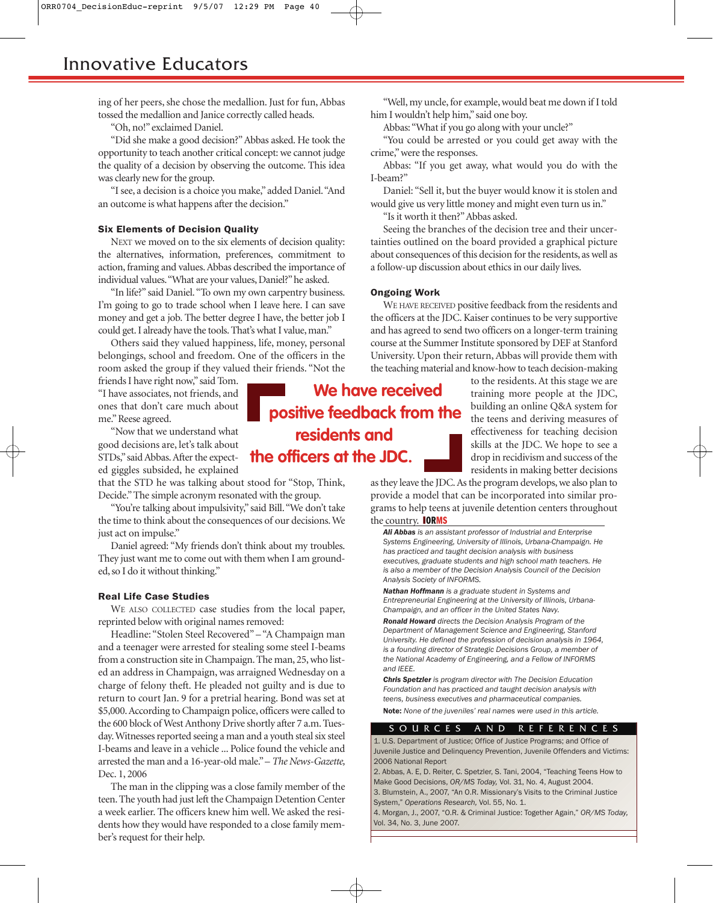ing of her peers, she chose the medallion. Just for fun, Abbas tossed the medallion and Janice correctly called heads.

"Oh, no!" exclaimed Daniel.

"Did she make a good decision?" Abbas asked. He took the opportunity to teach another critical concept: we cannot judge the quality of a decision by observing the outcome. This idea was clearly new for the group.

"I see, a decision is a choice you make," added Daniel. "And an outcome is what happens after the decision."

### Six Elements of Decision Quality

NEXT we moved on to the six elements of decision quality: the alternatives, information, preferences, commitment to action, framing and values. Abbas described the importance of individual values. "What are your values, Daniel?" he asked.

"In life?" said Daniel. "To own my own carpentry business. I'm going to go to trade school when I leave here. I can save money and get a job. The better degree I have, the better job I could get. I already have the tools. That's what I value, man."

Others said they valued happiness, life, money, personal belongings, school and freedom. One of the officers in the room asked the group if they valued their friends. "Not the friends I have right now," said Tom. "I have associates, not friends, and ones that don't care much about me." Reese agreed.

"Now that we understand what good decisions are, let's talk about STDs," said Abbas. After the expected giggles subsided, he explained that the STD he was talking about stood for "Stop, Think, Decide." The simple acronym resonated with the group.

"You're talking about impulsivity," said Bill. "We don't take the time to think about the consequences of our decisions. We just act on impulse."

Daniel agreed: "My friends don't think about my troubles. They just want me to come out with them when I am grounded, so I do it without thinking."

### Real Life Case Studies

WE ALSO COLLECTED case studies from the local paper, reprinted below with original names removed:

Headline: "Stolen Steel Recovered" – "A Champaign man and a teenager were arrested for stealing some steel I-beams from a construction site in Champaign. The man, 25, who listed an address in Champaign, was arraigned Wednesday on a charge of felony theft. He pleaded not guilty and is due to return to court Jan. 9 for a pretrial hearing. Bond was set at $5,000. According to Champaign police, officers were called to the 600 block of West Anthony Drive shortly after 7 a.m. Tuesday. Witnesses reported seeing a man and a youth steal six steel I-beams and leave in a vehicle ... Police found the vehicle and arrested the man and a 16-year-old male." – *The News-Gazette,* Dec. 1, 2006

The man in the clipping was a close family member of the teen. The youth had just left the Champaign Detention Center a week earlier. The officers knew him well. We asked the residents how they would have responded to a close family member's request for their help.

"Well, my uncle, for example, would beat me down if I told him I wouldn't help him," said one boy.

Abbas: "What if you go along with your uncle?"

"You could be arrested or you could get away with the crime," were the responses.

Abbas: "If you get away, what would you do with the I-beam?"

Daniel: "Sell it, but the buyer would know it is stolen and would give us very little money and might even turn us in."

"Is it worth it then?" Abbas asked.

Seeing the branches of the decision tree and their uncertainties outlined on the board provided a graphical picture about consequences of this decision for the residents, as well as a follow-up discussion about ethics in our daily lives.

### Ongoing Work

WE HAVE RECEIVED positive feedback from the residents and the officers at the JDC. Kaiser continues to be very supportive and has agreed to send two officers on a longer-term training course at the Summer Institute sponsored by DEF at Stanford University. Upon their return, Abbas will provide them with the teaching material and know-how to teach decision-making to the residents. At this stage we are training more people at the JDC, building an online Q&A system for the teens and deriving measures of effectiveness for teaching decision skills at the JDC. We hope to see a drop in recidivism and success of the residents in making better decisions as they leave the JDC. As the program develops, we also plan to provide a model that can be incorporated into similar programs to help teens at juvenile detention centers throughout the country. **ORMS**

> **We have received positive feedback from the residents and the officers at the JDC.**

***Ali Abbas*** *is an assistant professor of Industrial and Enterprise Systems Engineering, University of Illinois, Urbana-Champaign. He has practiced and taught decision analysis with business executives, graduate students and high school math teachers. He is also a member of the Decision Analysis Council of the Decision Analysis Society of INFORMS.*

***Nathan Hoffmann*** *is a graduate student in Systems and Entrepreneurial Engineering at the University of Illinois, Urbana-Champaign, and an officer in the United States Navy.*

***Ronald Howard*** *directs the Decision Analysis Program of the Department of Management Science and Engineering, Stanford University. He defined the profession of decision analysis in 1964, is a founding director of Strategic Decisions Group, a member of the National Academy of Engineering, and a Fellow of INFORMS and IEEE.*

***Chris Spetzler*** *is program director with The Decision Education Foundation and has practiced and taught decision analysis with teens, business executives and pharmaceutical companies.*

**Note:** *None of the juveniles' real names were used in this article.*

### SOURCES AND REFERENCES

1. U.S. Department of Justice; Office of Justice Programs; and Office of Juvenile Justice and Delinquency Prevention, Juvenile Offenders and Victims: 2006 National Report
2. Abbas, A. E, D. Reiter, C. Spetzler, S. Tani, 2004, "Teaching Teens How to Make Good Decisions, *OR/MS Today,* Vol. 31, No. 4, August 2004.
3. Blumstein, A., 2007, "An O.R. Missionary's Visits to the Criminal Justice System," *Operations Research,* Vol. 55, No. 1.
4. Morgan, J., 2007, "O.R. & Criminal Justice: Together Again," *OR/MS Today,* Vol. 34, No. 3, June 2007.